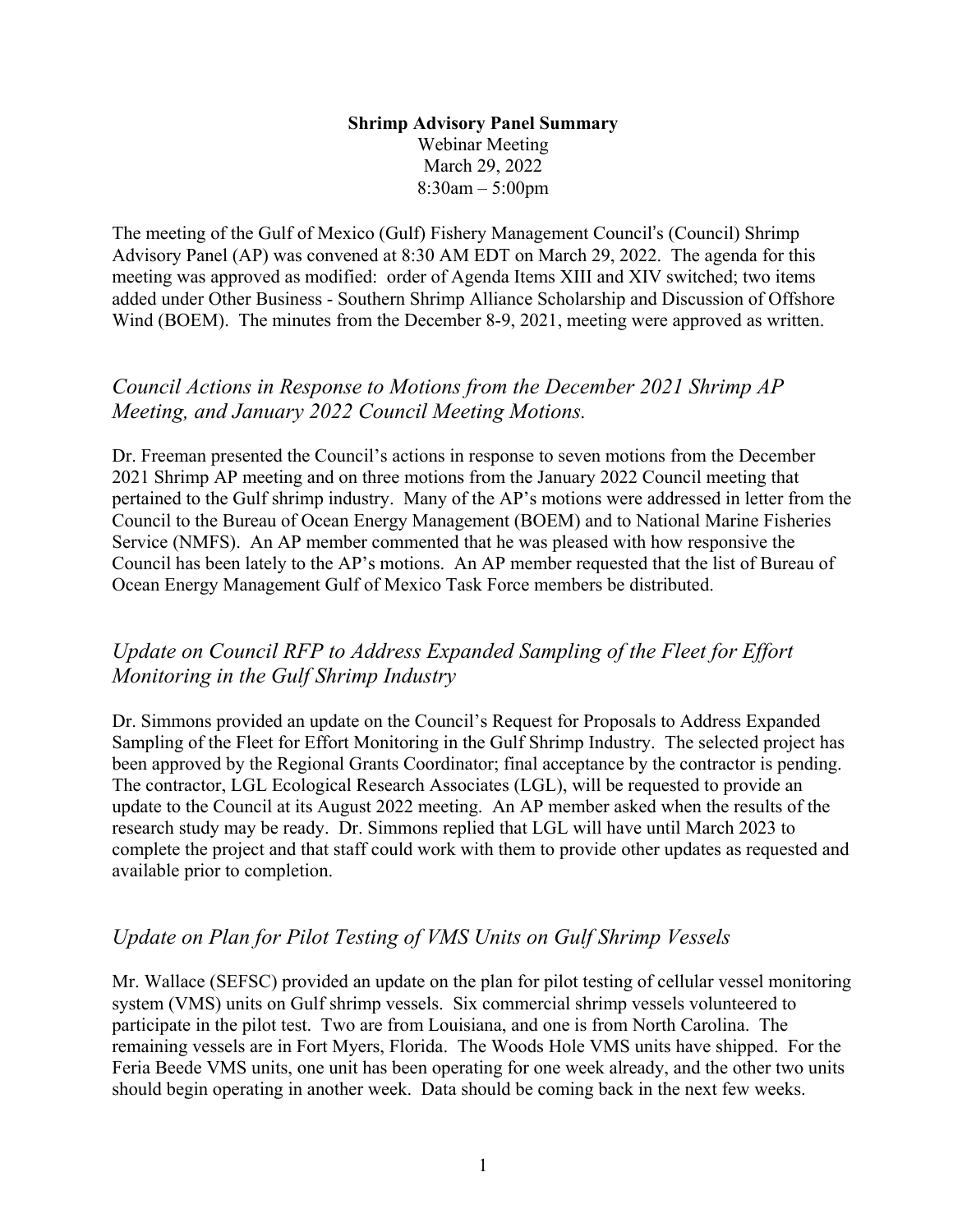**Shrimp Advisory Panel Summary**

Webinar Meeting
March 29, 2022
8:30am – 5:00pm

The meeting of the Gulf of Mexico (Gulf) Fishery Management Council's (Council) Shrimp Advisory Panel (AP) was convened at 8:30 AM EDT on March 29, 2022. The agenda for this meeting was approved as modified: order of Agenda Items XIII and XIV switched; two items added under Other Business - Southern Shrimp Alliance Scholarship and Discussion of Offshore Wind (BOEM). The minutes from the December 8-9, 2021, meeting were approved as written.

## *Council Actions in Response to Motions from the December 2021 Shrimp AP Meeting, and January 2022 Council Meeting Motions.*

Dr. Freeman presented the Council's actions in response to seven motions from the December 2021 Shrimp AP meeting and on three motions from the January 2022 Council meeting that pertained to the Gulf shrimp industry. Many of the AP's motions were addressed in letter from the Council to the Bureau of Ocean Energy Management (BOEM) and to National Marine Fisheries Service (NMFS). An AP member commented that he was pleased with how responsive the Council has been lately to the AP's motions. An AP member requested that the list of Bureau of Ocean Energy Management Gulf of Mexico Task Force members be distributed.

## *Update on Council RFP to Address Expanded Sampling of the Fleet for Effort Monitoring in the Gulf Shrimp Industry*

Dr. Simmons provided an update on the Council's Request for Proposals to Address Expanded Sampling of the Fleet for Effort Monitoring in the Gulf Shrimp Industry. The selected project has been approved by the Regional Grants Coordinator; final acceptance by the contractor is pending. The contractor, LGL Ecological Research Associates (LGL), will be requested to provide an update to the Council at its August 2022 meeting. An AP member asked when the results of the research study may be ready. Dr. Simmons replied that LGL will have until March 2023 to complete the project and that staff could work with them to provide other updates as requested and available prior to completion.

## *Update on Plan for Pilot Testing of VMS Units on Gulf Shrimp Vessels*

Mr. Wallace (SEFSC) provided an update on the plan for pilot testing of cellular vessel monitoring system (VMS) units on Gulf shrimp vessels. Six commercial shrimp vessels volunteered to participate in the pilot test. Two are from Louisiana, and one is from North Carolina. The remaining vessels are in Fort Myers, Florida. The Woods Hole VMS units have shipped. For the Feria Beede VMS units, one unit has been operating for one week already, and the other two units should begin operating in another week. Data should be coming back in the next few weeks.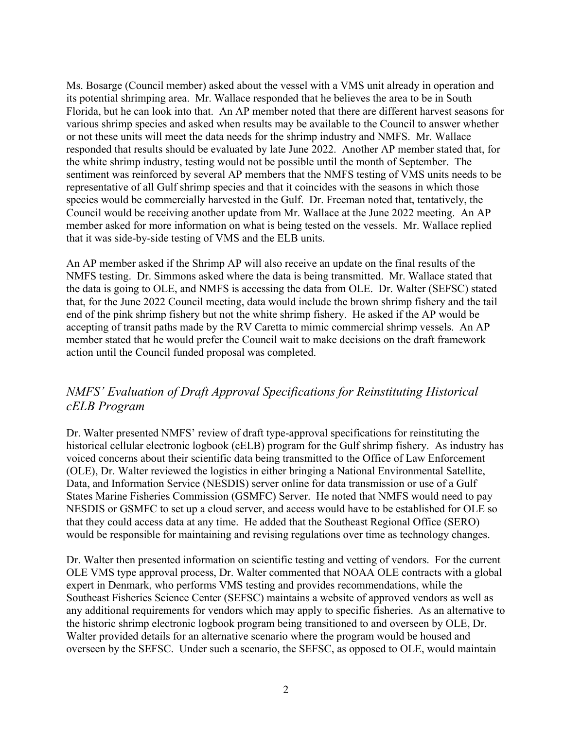Ms. Bosarge (Council member) asked about the vessel with a VMS unit already in operation and its potential shrimping area. Mr. Wallace responded that he believes the area to be in South Florida, but he can look into that. An AP member noted that there are different harvest seasons for various shrimp species and asked when results may be available to the Council to answer whether or not these units will meet the data needs for the shrimp industry and NMFS. Mr. Wallace responded that results should be evaluated by late June 2022. Another AP member stated that, for the white shrimp industry, testing would not be possible until the month of September. The sentiment was reinforced by several AP members that the NMFS testing of VMS units needs to be representative of all Gulf shrimp species and that it coincides with the seasons in which those species would be commercially harvested in the Gulf. Dr. Freeman noted that, tentatively, the Council would be receiving another update from Mr. Wallace at the June 2022 meeting. An AP member asked for more information on what is being tested on the vessels. Mr. Wallace replied that it was side-by-side testing of VMS and the ELB units.

An AP member asked if the Shrimp AP will also receive an update on the final results of the NMFS testing. Dr. Simmons asked where the data is being transmitted. Mr. Wallace stated that the data is going to OLE, and NMFS is accessing the data from OLE. Dr. Walter (SEFSC) stated that, for the June 2022 Council meeting, data would include the brown shrimp fishery and the tail end of the pink shrimp fishery but not the white shrimp fishery. He asked if the AP would be accepting of transit paths made by the RV Caretta to mimic commercial shrimp vessels. An AP member stated that he would prefer the Council wait to make decisions on the draft framework action until the Council funded proposal was completed.

## *NMFS' Evaluation of Draft Approval Specifications for Reinstituting Historical cELB Program*

Dr. Walter presented NMFS' review of draft type-approval specifications for reinstituting the historical cellular electronic logbook (cELB) program for the Gulf shrimp fishery. As industry has voiced concerns about their scientific data being transmitted to the Office of Law Enforcement (OLE), Dr. Walter reviewed the logistics in either bringing a National Environmental Satellite, Data, and Information Service (NESDIS) server online for data transmission or use of a Gulf States Marine Fisheries Commission (GSMFC) Server. He noted that NMFS would need to pay NESDIS or GSMFC to set up a cloud server, and access would have to be established for OLE so that they could access data at any time. He added that the Southeast Regional Office (SERO) would be responsible for maintaining and revising regulations over time as technology changes.

Dr. Walter then presented information on scientific testing and vetting of vendors. For the current OLE VMS type approval process, Dr. Walter commented that NOAA OLE contracts with a global expert in Denmark, who performs VMS testing and provides recommendations, while the Southeast Fisheries Science Center (SEFSC) maintains a website of approved vendors as well as any additional requirements for vendors which may apply to specific fisheries. As an alternative to the historic shrimp electronic logbook program being transitioned to and overseen by OLE, Dr. Walter provided details for an alternative scenario where the program would be housed and overseen by the SEFSC. Under such a scenario, the SEFSC, as opposed to OLE, would maintain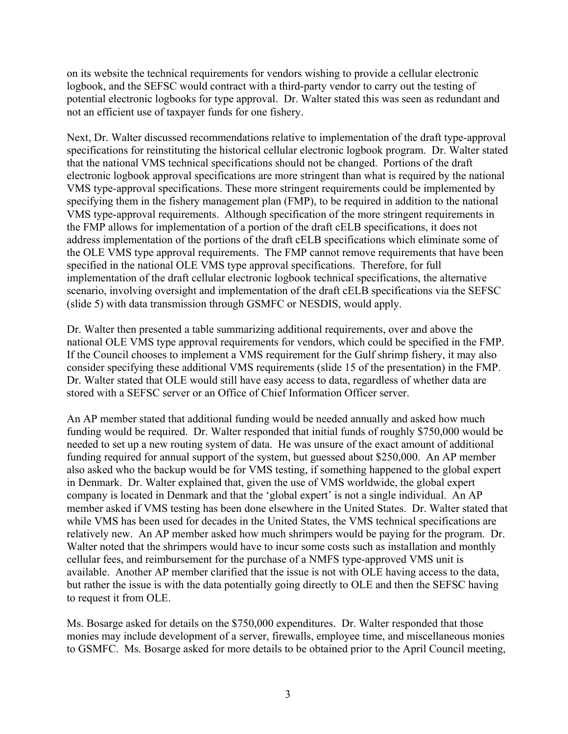on its website the technical requirements for vendors wishing to provide a cellular electronic logbook, and the SEFSC would contract with a third-party vendor to carry out the testing of potential electronic logbooks for type approval. Dr. Walter stated this was seen as redundant and not an efficient use of taxpayer funds for one fishery.

Next, Dr. Walter discussed recommendations relative to implementation of the draft type-approval specifications for reinstituting the historical cellular electronic logbook program. Dr. Walter stated that the national VMS technical specifications should not be changed. Portions of the draft electronic logbook approval specifications are more stringent than what is required by the national VMS type-approval specifications. These more stringent requirements could be implemented by specifying them in the fishery management plan (FMP), to be required in addition to the national VMS type-approval requirements. Although specification of the more stringent requirements in the FMP allows for implementation of a portion of the draft cELB specifications, it does not address implementation of the portions of the draft cELB specifications which eliminate some of the OLE VMS type approval requirements. The FMP cannot remove requirements that have been specified in the national OLE VMS type approval specifications. Therefore, for full implementation of the draft cellular electronic logbook technical specifications, the alternative scenario, involving oversight and implementation of the draft cELB specifications via the SEFSC (slide 5) with data transmission through GSMFC or NESDIS, would apply.

Dr. Walter then presented a table summarizing additional requirements, over and above the national OLE VMS type approval requirements for vendors, which could be specified in the FMP. If the Council chooses to implement a VMS requirement for the Gulf shrimp fishery, it may also consider specifying these additional VMS requirements (slide 15 of the presentation) in the FMP. Dr. Walter stated that OLE would still have easy access to data, regardless of whether data are stored with a SEFSC server or an Office of Chief Information Officer server.

An AP member stated that additional funding would be needed annually and asked how much funding would be required. Dr. Walter responded that initial funds of roughly $750,000 would be needed to set up a new routing system of data. He was unsure of the exact amount of additional funding required for annual support of the system, but guessed about $250,000. An AP member also asked who the backup would be for VMS testing, if something happened to the global expert in Denmark. Dr. Walter explained that, given the use of VMS worldwide, the global expert company is located in Denmark and that the 'global expert' is not a single individual. An AP member asked if VMS testing has been done elsewhere in the United States. Dr. Walter stated that while VMS has been used for decades in the United States, the VMS technical specifications are relatively new. An AP member asked how much shrimpers would be paying for the program. Dr. Walter noted that the shrimpers would have to incur some costs such as installation and monthly cellular fees, and reimbursement for the purchase of a NMFS type-approved VMS unit is available. Another AP member clarified that the issue is not with OLE having access to the data, but rather the issue is with the data potentially going directly to OLE and then the SEFSC having to request it from OLE.

Ms. Bosarge asked for details on the $750,000 expenditures. Dr. Walter responded that those monies may include development of a server, firewalls, employee time, and miscellaneous monies to GSMFC. Ms. Bosarge asked for more details to be obtained prior to the April Council meeting,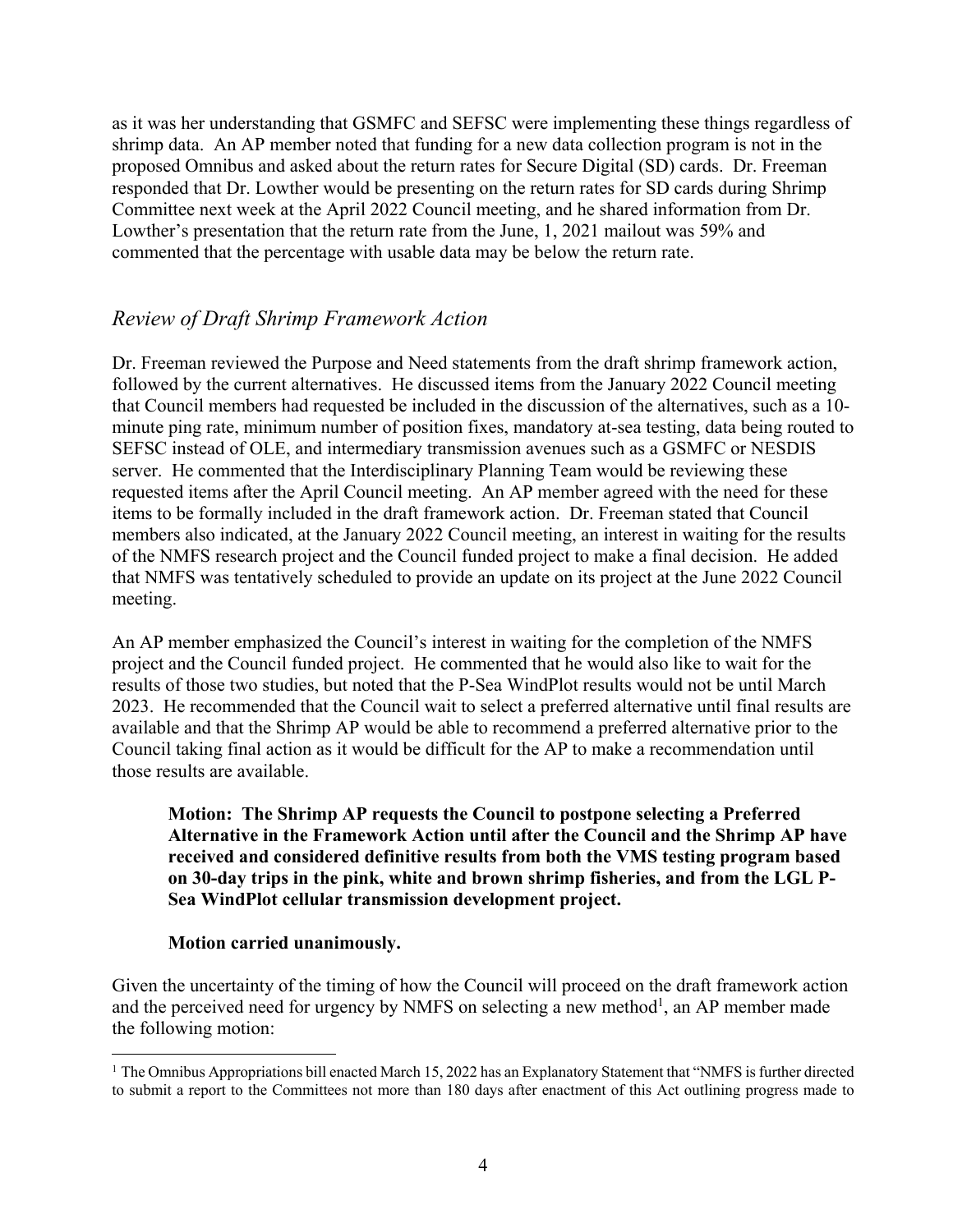as it was her understanding that GSMFC and SEFSC were implementing these things regardless of shrimp data. An AP member noted that funding for a new data collection program is not in the proposed Omnibus and asked about the return rates for Secure Digital (SD) cards. Dr. Freeman responded that Dr. Lowther would be presenting on the return rates for SD cards during Shrimp Committee next week at the April 2022 Council meeting, and he shared information from Dr. Lowther's presentation that the return rate from the June, 1, 2021 mailout was 59% and commented that the percentage with usable data may be below the return rate.

## *Review of Draft Shrimp Framework Action*

Dr. Freeman reviewed the Purpose and Need statements from the draft shrimp framework action, followed by the current alternatives. He discussed items from the January 2022 Council meeting that Council members had requested be included in the discussion of the alternatives, such as a 10-minute ping rate, minimum number of position fixes, mandatory at-sea testing, data being routed to SEFSC instead of OLE, and intermediary transmission avenues such as a GSMFC or NESDIS server. He commented that the Interdisciplinary Planning Team would be reviewing these requested items after the April Council meeting. An AP member agreed with the need for these items to be formally included in the draft framework action. Dr. Freeman stated that Council members also indicated, at the January 2022 Council meeting, an interest in waiting for the results of the NMFS research project and the Council funded project to make a final decision. He added that NMFS was tentatively scheduled to provide an update on its project at the June 2022 Council meeting.

An AP member emphasized the Council's interest in waiting for the completion of the NMFS project and the Council funded project. He commented that he would also like to wait for the results of those two studies, but noted that the P-Sea WindPlot results would not be until March 2023. He recommended that the Council wait to select a preferred alternative until final results are available and that the Shrimp AP would be able to recommend a preferred alternative prior to the Council taking final action as it would be difficult for the AP to make a recommendation until those results are available.

> **Motion: The Shrimp AP requests the Council to postpone selecting a Preferred Alternative in the Framework Action until after the Council and the Shrimp AP have received and considered definitive results from both the VMS testing program based on 30-day trips in the pink, white and brown shrimp fisheries, and from the LGL P-Sea WindPlot cellular transmission development project.**
>
> **Motion carried unanimously.**

Given the uncertainty of the timing of how the Council will proceed on the draft framework action and the perceived need for urgency by NMFS on selecting a new method[1], an AP member made the following motion:

[1] The Omnibus Appropriations bill enacted March 15, 2022 has an Explanatory Statement that "NMFS is further directed to submit a report to the Committees not more than 180 days after enactment of this Act outlining progress made to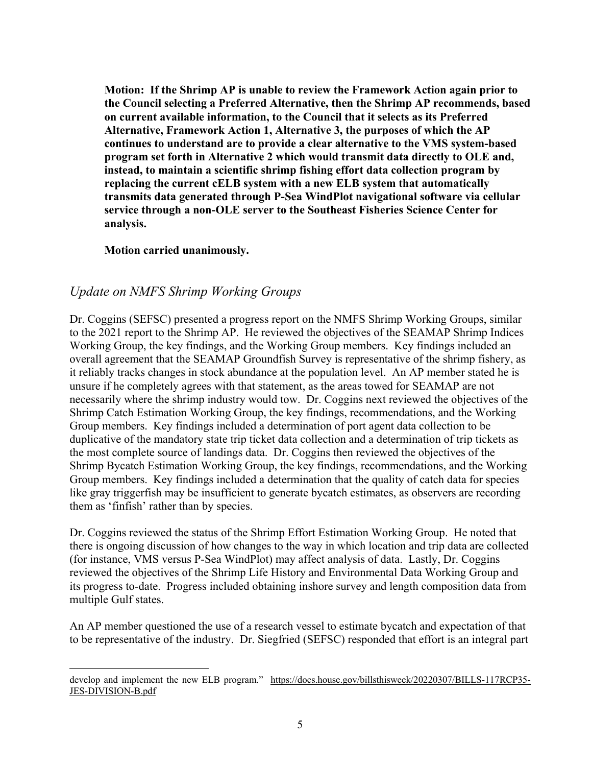**Motion: If the Shrimp AP is unable to review the Framework Action again prior to the Council selecting a Preferred Alternative, then the Shrimp AP recommends, based on current available information, to the Council that it selects as its Preferred Alternative, Framework Action 1, Alternative 3, the purposes of which the AP continues to understand are to provide a clear alternative to the VMS system-based program set forth in Alternative 2 which would transmit data directly to OLE and, instead, to maintain a scientific shrimp fishing effort data collection program by replacing the current cELB system with a new ELB system that automatically transmits data generated through P-Sea WindPlot navigational software via cellular service through a non-OLE server to the Southeast Fisheries Science Center for analysis.**

**Motion carried unanimously.**

## *Update on NMFS Shrimp Working Groups*

Dr. Coggins (SEFSC) presented a progress report on the NMFS Shrimp Working Groups, similar to the 2021 report to the Shrimp AP. He reviewed the objectives of the SEAMAP Shrimp Indices Working Group, the key findings, and the Working Group members. Key findings included an overall agreement that the SEAMAP Groundfish Survey is representative of the shrimp fishery, as it reliably tracks changes in stock abundance at the population level. An AP member stated he is unsure if he completely agrees with that statement, as the areas towed for SEAMAP are not necessarily where the shrimp industry would tow. Dr. Coggins next reviewed the objectives of the Shrimp Catch Estimation Working Group, the key findings, recommendations, and the Working Group members. Key findings included a determination of port agent data collection to be duplicative of the mandatory state trip ticket data collection and a determination of trip tickets as the most complete source of landings data. Dr. Coggins then reviewed the objectives of the Shrimp Bycatch Estimation Working Group, the key findings, recommendations, and the Working Group members. Key findings included a determination that the quality of catch data for species like gray triggerfish may be insufficient to generate bycatch estimates, as observers are recording them as 'finfish' rather than by species.

Dr. Coggins reviewed the status of the Shrimp Effort Estimation Working Group. He noted that there is ongoing discussion of how changes to the way in which location and trip data are collected (for instance, VMS versus P-Sea WindPlot) may affect analysis of data. Lastly, Dr. Coggins reviewed the objectives of the Shrimp Life History and Environmental Data Working Group and its progress to-date. Progress included obtaining inshore survey and length composition data from multiple Gulf states.

An AP member questioned the use of a research vessel to estimate bycatch and expectation of that to be representative of the industry. Dr. Siegfried (SEFSC) responded that effort is an integral part

---

develop and implement the new ELB program." https://docs.house.gov/billsthisweek/20220307/BILLS-117RCP35-JES-DIVISION-B.pdf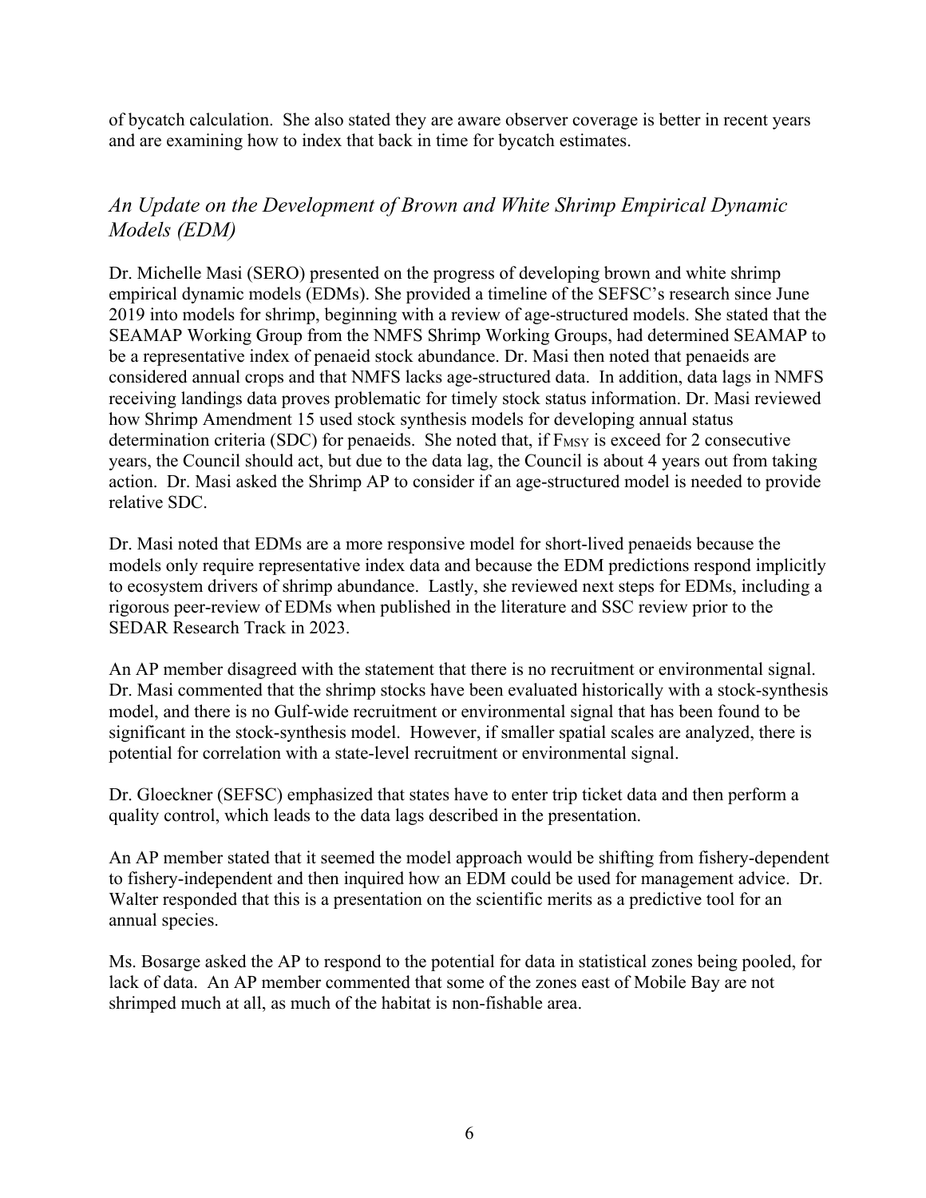of bycatch calculation. She also stated they are aware observer coverage is better in recent years and are examining how to index that back in time for bycatch estimates.

### *An Update on the Development of Brown and White Shrimp Empirical Dynamic Models (EDM)*

Dr. Michelle Masi (SERO) presented on the progress of developing brown and white shrimp empirical dynamic models (EDMs). She provided a timeline of the SEFSC's research since June 2019 into models for shrimp, beginning with a review of age-structured models. She stated that the SEAMAP Working Group from the NMFS Shrimp Working Groups, had determined SEAMAP to be a representative index of penaeid stock abundance. Dr. Masi then noted that penaeids are considered annual crops and that NMFS lacks age-structured data. In addition, data lags in NMFS receiving landings data proves problematic for timely stock status information. Dr. Masi reviewed how Shrimp Amendment 15 used stock synthesis models for developing annual status determination criteria (SDC) for penaeids. She noted that, if $F_{MSY}$ is exceed for 2 consecutive years, the Council should act, but due to the data lag, the Council is about 4 years out from taking action. Dr. Masi asked the Shrimp AP to consider if an age-structured model is needed to provide relative SDC.

Dr. Masi noted that EDMs are a more responsive model for short-lived penaeids because the models only require representative index data and because the EDM predictions respond implicitly to ecosystem drivers of shrimp abundance. Lastly, she reviewed next steps for EDMs, including a rigorous peer-review of EDMs when published in the literature and SSC review prior to the SEDAR Research Track in 2023.

An AP member disagreed with the statement that there is no recruitment or environmental signal. Dr. Masi commented that the shrimp stocks have been evaluated historically with a stock-synthesis model, and there is no Gulf-wide recruitment or environmental signal that has been found to be significant in the stock-synthesis model. However, if smaller spatial scales are analyzed, there is potential for correlation with a state-level recruitment or environmental signal.

Dr. Gloeckner (SEFSC) emphasized that states have to enter trip ticket data and then perform a quality control, which leads to the data lags described in the presentation.

An AP member stated that it seemed the model approach would be shifting from fishery-dependent to fishery-independent and then inquired how an EDM could be used for management advice. Dr. Walter responded that this is a presentation on the scientific merits as a predictive tool for an annual species.

Ms. Bosarge asked the AP to respond to the potential for data in statistical zones being pooled, for lack of data. An AP member commented that some of the zones east of Mobile Bay are not shrimped much at all, as much of the habitat is non-fishable area.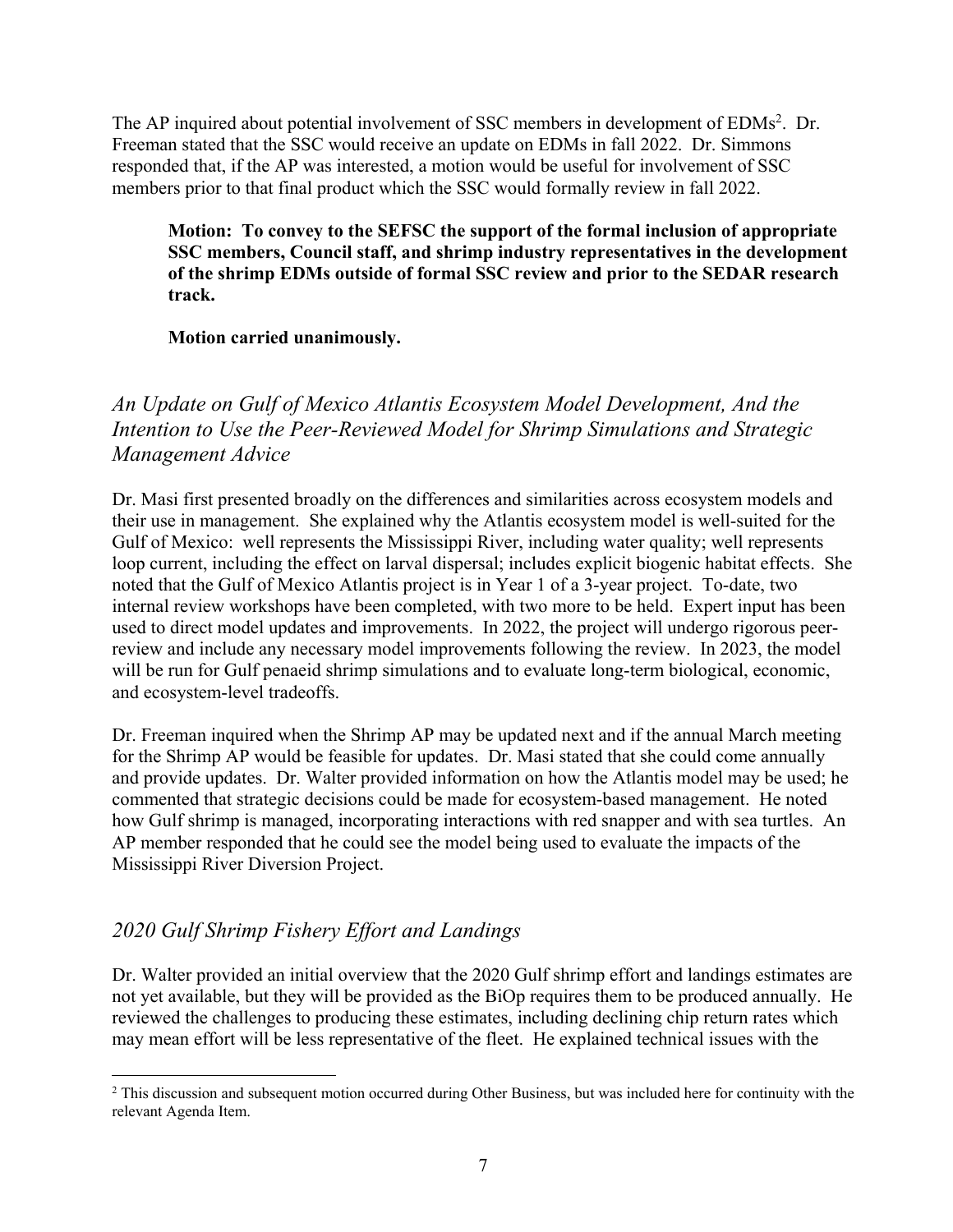The AP inquired about potential involvement of SSC members in development of EDMs[2]. Dr. Freeman stated that the SSC would receive an update on EDMs in fall 2022. Dr. Simmons responded that, if the AP was interested, a motion would be useful for involvement of SSC members prior to that final product which the SSC would formally review in fall 2022.

> **Motion: To convey to the SEFSC the support of the formal inclusion of appropriate SSC members, Council staff, and shrimp industry representatives in the development of the shrimp EDMs outside of formal SSC review and prior to the SEDAR research track.**
>
> **Motion carried unanimously.**

## *An Update on Gulf of Mexico Atlantis Ecosystem Model Development, And the Intention to Use the Peer-Reviewed Model for Shrimp Simulations and Strategic Management Advice*

Dr. Masi first presented broadly on the differences and similarities across ecosystem models and their use in management. She explained why the Atlantis ecosystem model is well-suited for the Gulf of Mexico: well represents the Mississippi River, including water quality; well represents loop current, including the effect on larval dispersal; includes explicit biogenic habitat effects. She noted that the Gulf of Mexico Atlantis project is in Year 1 of a 3-year project. To-date, two internal review workshops have been completed, with two more to be held. Expert input has been used to direct model updates and improvements. In 2022, the project will undergo rigorous peer-review and include any necessary model improvements following the review. In 2023, the model will be run for Gulf penaeid shrimp simulations and to evaluate long-term biological, economic, and ecosystem-level tradeoffs.

Dr. Freeman inquired when the Shrimp AP may be updated next and if the annual March meeting for the Shrimp AP would be feasible for updates. Dr. Masi stated that she could come annually and provide updates. Dr. Walter provided information on how the Atlantis model may be used; he commented that strategic decisions could be made for ecosystem-based management. He noted how Gulf shrimp is managed, incorporating interactions with red snapper and with sea turtles. An AP member responded that he could see the model being used to evaluate the impacts of the Mississippi River Diversion Project.

## *2020 Gulf Shrimp Fishery Effort and Landings*

Dr. Walter provided an initial overview that the 2020 Gulf shrimp effort and landings estimates are not yet available, but they will be provided as the BiOp requires them to be produced annually. He reviewed the challenges to producing these estimates, including declining chip return rates which may mean effort will be less representative of the fleet. He explained technical issues with the

---

[2] This discussion and subsequent motion occurred during Other Business, but was included here for continuity with the relevant Agenda Item.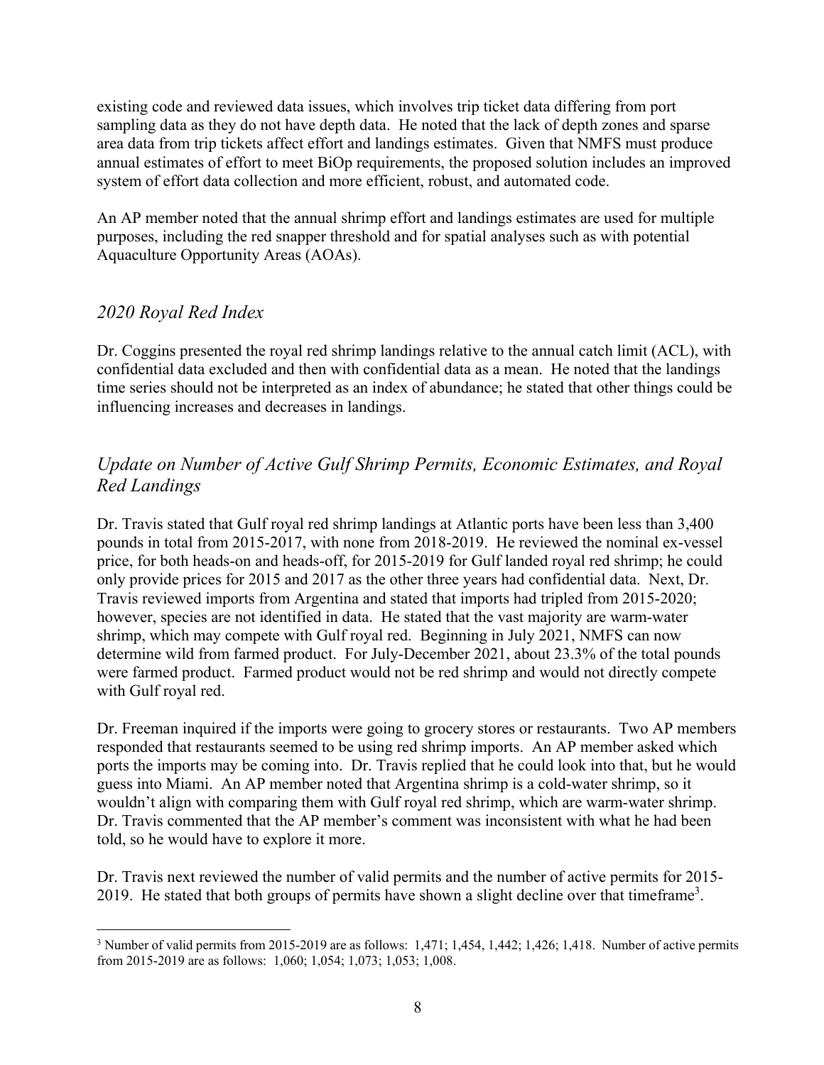existing code and reviewed data issues, which involves trip ticket data differing from port sampling data as they do not have depth data. He noted that the lack of depth zones and sparse area data from trip tickets affect effort and landings estimates. Given that NMFS must produce annual estimates of effort to meet BiOp requirements, the proposed solution includes an improved system of effort data collection and more efficient, robust, and automated code.

An AP member noted that the annual shrimp effort and landings estimates are used for multiple purposes, including the red snapper threshold and for spatial analyses such as with potential Aquaculture Opportunity Areas (AOAs).

## *2020 Royal Red Index*

Dr. Coggins presented the royal red shrimp landings relative to the annual catch limit (ACL), with confidential data excluded and then with confidential data as a mean. He noted that the landings time series should not be interpreted as an index of abundance; he stated that other things could be influencing increases and decreases in landings.

## *Update on Number of Active Gulf Shrimp Permits, Economic Estimates, and Royal Red Landings*

Dr. Travis stated that Gulf royal red shrimp landings at Atlantic ports have been less than 3,400 pounds in total from 2015-2017, with none from 2018-2019. He reviewed the nominal ex-vessel price, for both heads-on and heads-off, for 2015-2019 for Gulf landed royal red shrimp; he could only provide prices for 2015 and 2017 as the other three years had confidential data. Next, Dr. Travis reviewed imports from Argentina and stated that imports had tripled from 2015-2020; however, species are not identified in data. He stated that the vast majority are warm-water shrimp, which may compete with Gulf royal red. Beginning in July 2021, NMFS can now determine wild from farmed product. For July-December 2021, about 23.3% of the total pounds were farmed product. Farmed product would not be red shrimp and would not directly compete with Gulf royal red.

Dr. Freeman inquired if the imports were going to grocery stores or restaurants. Two AP members responded that restaurants seemed to be using red shrimp imports. An AP member asked which ports the imports may be coming into. Dr. Travis replied that he could look into that, but he would guess into Miami. An AP member noted that Argentina shrimp is a cold-water shrimp, so it wouldn't align with comparing them with Gulf royal red shrimp, which are warm-water shrimp. Dr. Travis commented that the AP member's comment was inconsistent with what he had been told, so he would have to explore it more.

Dr. Travis next reviewed the number of valid permits and the number of active permits for 2015-2019. He stated that both groups of permits have shown a slight decline over that timeframe[3].

---

[3] Number of valid permits from 2015-2019 are as follows: 1,471; 1,454, 1,442; 1,426; 1,418. Number of active permits from 2015-2019 are as follows: 1,060; 1,054; 1,073; 1,053; 1,008.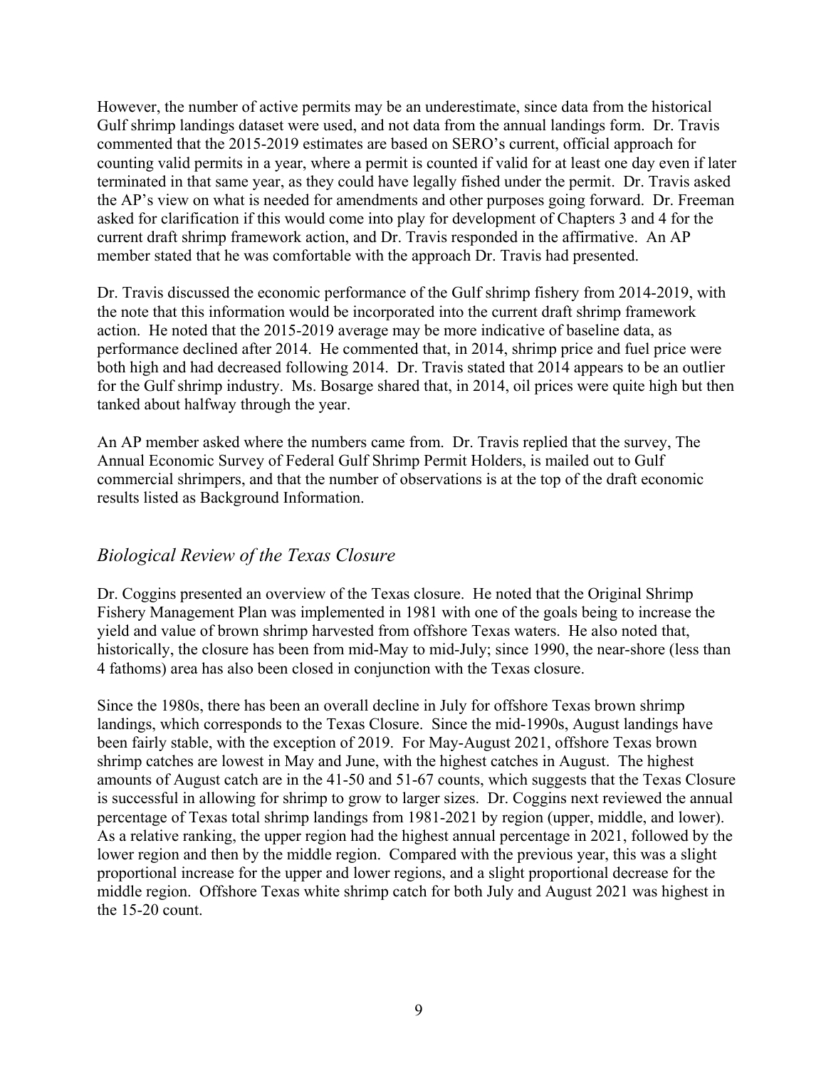However, the number of active permits may be an underestimate, since data from the historical Gulf shrimp landings dataset were used, and not data from the annual landings form. Dr. Travis commented that the 2015-2019 estimates are based on SERO's current, official approach for counting valid permits in a year, where a permit is counted if valid for at least one day even if later terminated in that same year, as they could have legally fished under the permit. Dr. Travis asked the AP's view on what is needed for amendments and other purposes going forward. Dr. Freeman asked for clarification if this would come into play for development of Chapters 3 and 4 for the current draft shrimp framework action, and Dr. Travis responded in the affirmative. An AP member stated that he was comfortable with the approach Dr. Travis had presented.

Dr. Travis discussed the economic performance of the Gulf shrimp fishery from 2014-2019, with the note that this information would be incorporated into the current draft shrimp framework action. He noted that the 2015-2019 average may be more indicative of baseline data, as performance declined after 2014. He commented that, in 2014, shrimp price and fuel price were both high and had decreased following 2014. Dr. Travis stated that 2014 appears to be an outlier for the Gulf shrimp industry. Ms. Bosarge shared that, in 2014, oil prices were quite high but then tanked about halfway through the year.

An AP member asked where the numbers came from. Dr. Travis replied that the survey, The Annual Economic Survey of Federal Gulf Shrimp Permit Holders, is mailed out to Gulf commercial shrimpers, and that the number of observations is at the top of the draft economic results listed as Background Information.

## *Biological Review of the Texas Closure*

Dr. Coggins presented an overview of the Texas closure. He noted that the Original Shrimp Fishery Management Plan was implemented in 1981 with one of the goals being to increase the yield and value of brown shrimp harvested from offshore Texas waters. He also noted that, historically, the closure has been from mid-May to mid-July; since 1990, the near-shore (less than 4 fathoms) area has also been closed in conjunction with the Texas closure.

Since the 1980s, there has been an overall decline in July for offshore Texas brown shrimp landings, which corresponds to the Texas Closure. Since the mid-1990s, August landings have been fairly stable, with the exception of 2019. For May-August 2021, offshore Texas brown shrimp catches are lowest in May and June, with the highest catches in August. The highest amounts of August catch are in the 41-50 and 51-67 counts, which suggests that the Texas Closure is successful in allowing for shrimp to grow to larger sizes. Dr. Coggins next reviewed the annual percentage of Texas total shrimp landings from 1981-2021 by region (upper, middle, and lower). As a relative ranking, the upper region had the highest annual percentage in 2021, followed by the lower region and then by the middle region. Compared with the previous year, this was a slight proportional increase for the upper and lower regions, and a slight proportional decrease for the middle region. Offshore Texas white shrimp catch for both July and August 2021 was highest in the 15-20 count.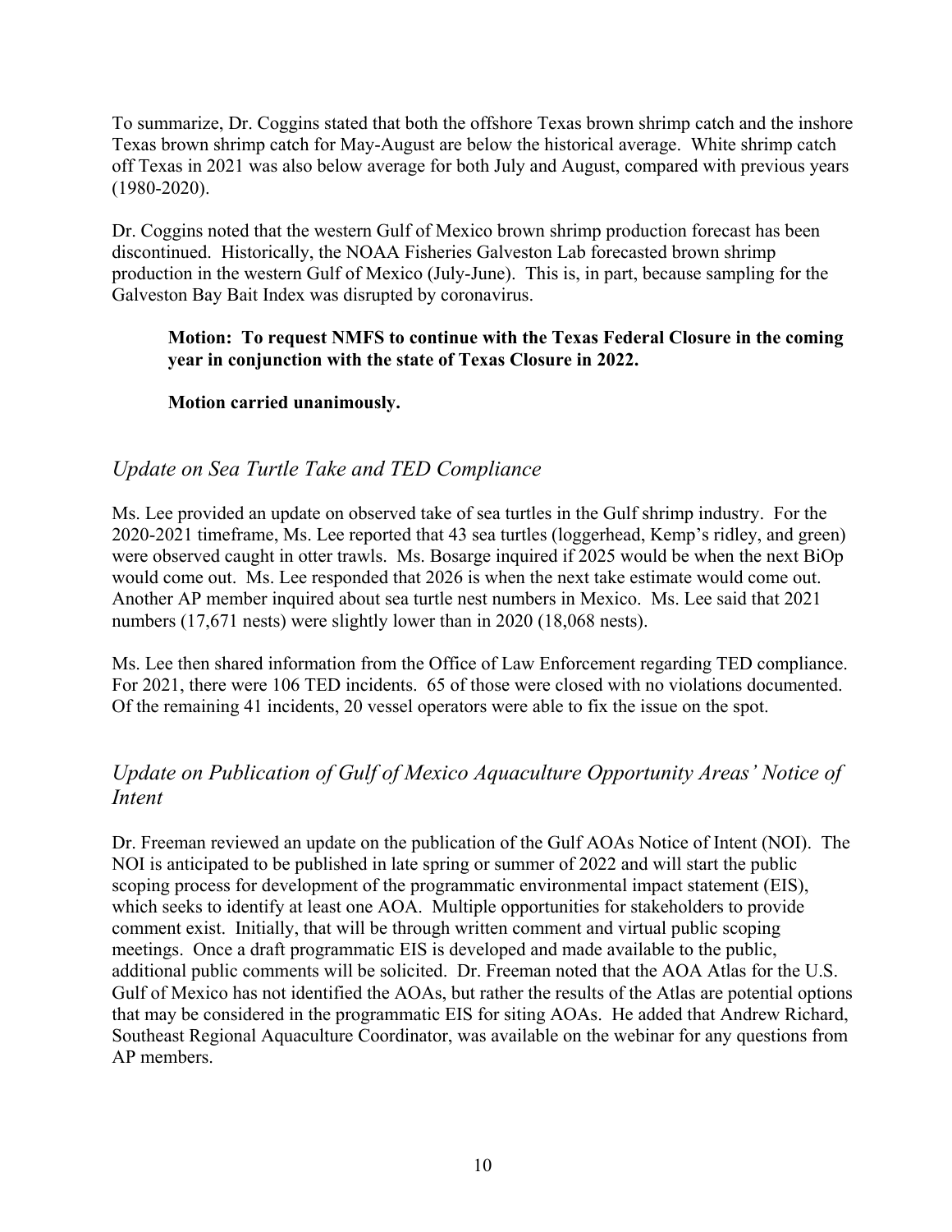To summarize, Dr. Coggins stated that both the offshore Texas brown shrimp catch and the inshore Texas brown shrimp catch for May-August are below the historical average. White shrimp catch off Texas in 2021 was also below average for both July and August, compared with previous years (1980-2020).

Dr. Coggins noted that the western Gulf of Mexico brown shrimp production forecast has been discontinued. Historically, the NOAA Fisheries Galveston Lab forecasted brown shrimp production in the western Gulf of Mexico (July-June). This is, in part, because sampling for the Galveston Bay Bait Index was disrupted by coronavirus.

> **Motion: To request NMFS to continue with the Texas Federal Closure in the coming year in conjunction with the state of Texas Closure in 2022.**
>
> **Motion carried unanimously.**

## *Update on Sea Turtle Take and TED Compliance*

Ms. Lee provided an update on observed take of sea turtles in the Gulf shrimp industry. For the 2020-2021 timeframe, Ms. Lee reported that 43 sea turtles (loggerhead, Kemp's ridley, and green) were observed caught in otter trawls. Ms. Bosarge inquired if 2025 would be when the next BiOp would come out. Ms. Lee responded that 2026 is when the next take estimate would come out. Another AP member inquired about sea turtle nest numbers in Mexico. Ms. Lee said that 2021 numbers (17,671 nests) were slightly lower than in 2020 (18,068 nests).

Ms. Lee then shared information from the Office of Law Enforcement regarding TED compliance. For 2021, there were 106 TED incidents. 65 of those were closed with no violations documented. Of the remaining 41 incidents, 20 vessel operators were able to fix the issue on the spot.

## *Update on Publication of Gulf of Mexico Aquaculture Opportunity Areas' Notice of Intent*

Dr. Freeman reviewed an update on the publication of the Gulf AOAs Notice of Intent (NOI). The NOI is anticipated to be published in late spring or summer of 2022 and will start the public scoping process for development of the programmatic environmental impact statement (EIS), which seeks to identify at least one AOA. Multiple opportunities for stakeholders to provide comment exist. Initially, that will be through written comment and virtual public scoping meetings. Once a draft programmatic EIS is developed and made available to the public, additional public comments will be solicited. Dr. Freeman noted that the AOA Atlas for the U.S. Gulf of Mexico has not identified the AOAs, but rather the results of the Atlas are potential options that may be considered in the programmatic EIS for siting AOAs. He added that Andrew Richard, Southeast Regional Aquaculture Coordinator, was available on the webinar for any questions from AP members.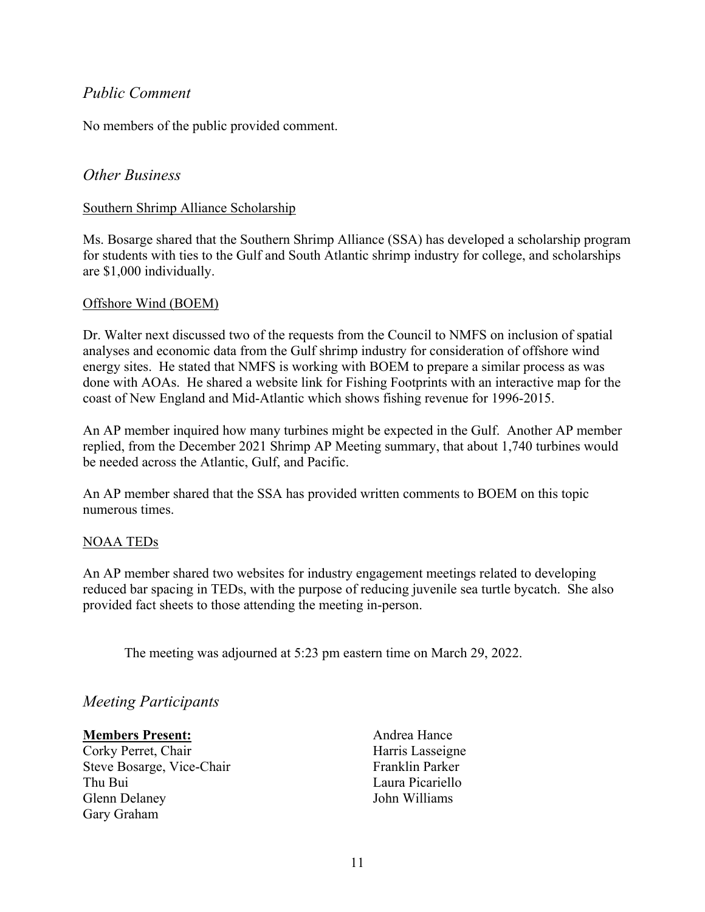## *Public Comment*

No members of the public provided comment.

## *Other Business*

Southern Shrimp Alliance Scholarship

Ms. Bosarge shared that the Southern Shrimp Alliance (SSA) has developed a scholarship program for students with ties to the Gulf and South Atlantic shrimp industry for college, and scholarships are $1,000 individually.

Offshore Wind (BOEM)

Dr. Walter next discussed two of the requests from the Council to NMFS on inclusion of spatial analyses and economic data from the Gulf shrimp industry for consideration of offshore wind energy sites. He stated that NMFS is working with BOEM to prepare a similar process as was done with AOAs. He shared a website link for Fishing Footprints with an interactive map for the coast of New England and Mid-Atlantic which shows fishing revenue for 1996-2015.

An AP member inquired how many turbines might be expected in the Gulf. Another AP member replied, from the December 2021 Shrimp AP Meeting summary, that about 1,740 turbines would be needed across the Atlantic, Gulf, and Pacific.

An AP member shared that the SSA has provided written comments to BOEM on this topic numerous times.

NOAA TEDs

An AP member shared two websites for industry engagement meetings related to developing reduced bar spacing in TEDs, with the purpose of reducing juvenile sea turtle bycatch. She also provided fact sheets to those attending the meeting in-person.

The meeting was adjourned at 5:23 pm eastern time on March 29, 2022.

## *Meeting Participants*

**Members Present:**
Corky Perret, Chair
Steve Bosarge, Vice-Chair
Thu Bui
Glenn Delaney
Gary Graham
Andrea Hance
Harris Lasseigne
Franklin Parker
Laura Picariello
John Williams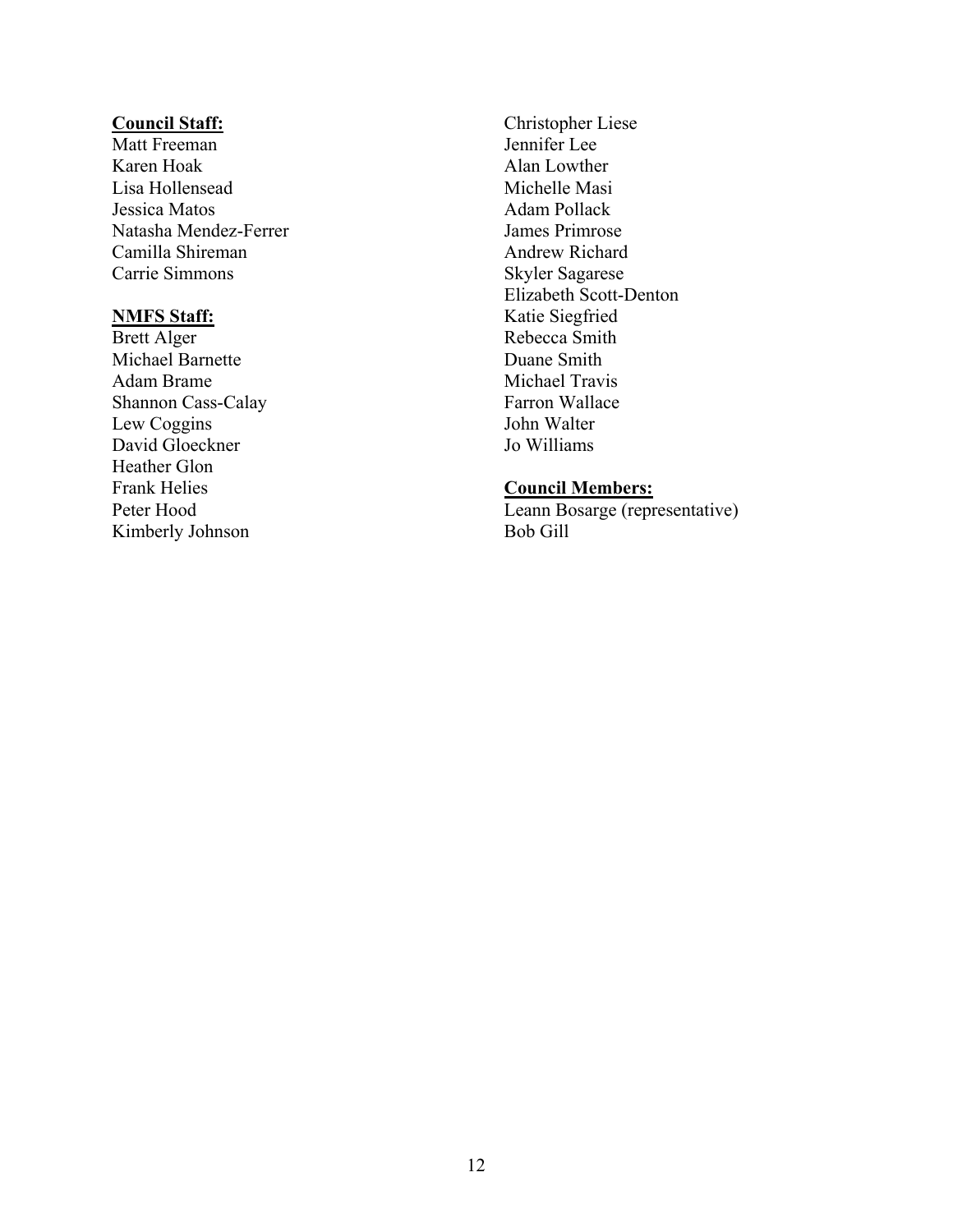**Council Staff:**
Matt Freeman
Karen Hoak
Lisa Hollensead
Jessica Matos
Natasha Mendez-Ferrer
Camilla Shireman
Carrie Simmons

**NMFS Staff:**
Brett Alger
Michael Barnette
Adam Brame
Shannon Cass-Calay
Lew Coggins
David Gloeckner
Heather Glon
Frank Helies
Peter Hood
Kimberly Johnson
Christopher Liese
Jennifer Lee
Alan Lowther
Michelle Masi
Adam Pollack
James Primrose
Andrew Richard
Skyler Sagarese
Elizabeth Scott-Denton
Katie Siegfried
Rebecca Smith
Duane Smith
Michael Travis
Farron Wallace
John Walter
Jo Williams

**Council Members:**
Leann Bosarge (representative)
Bob Gill